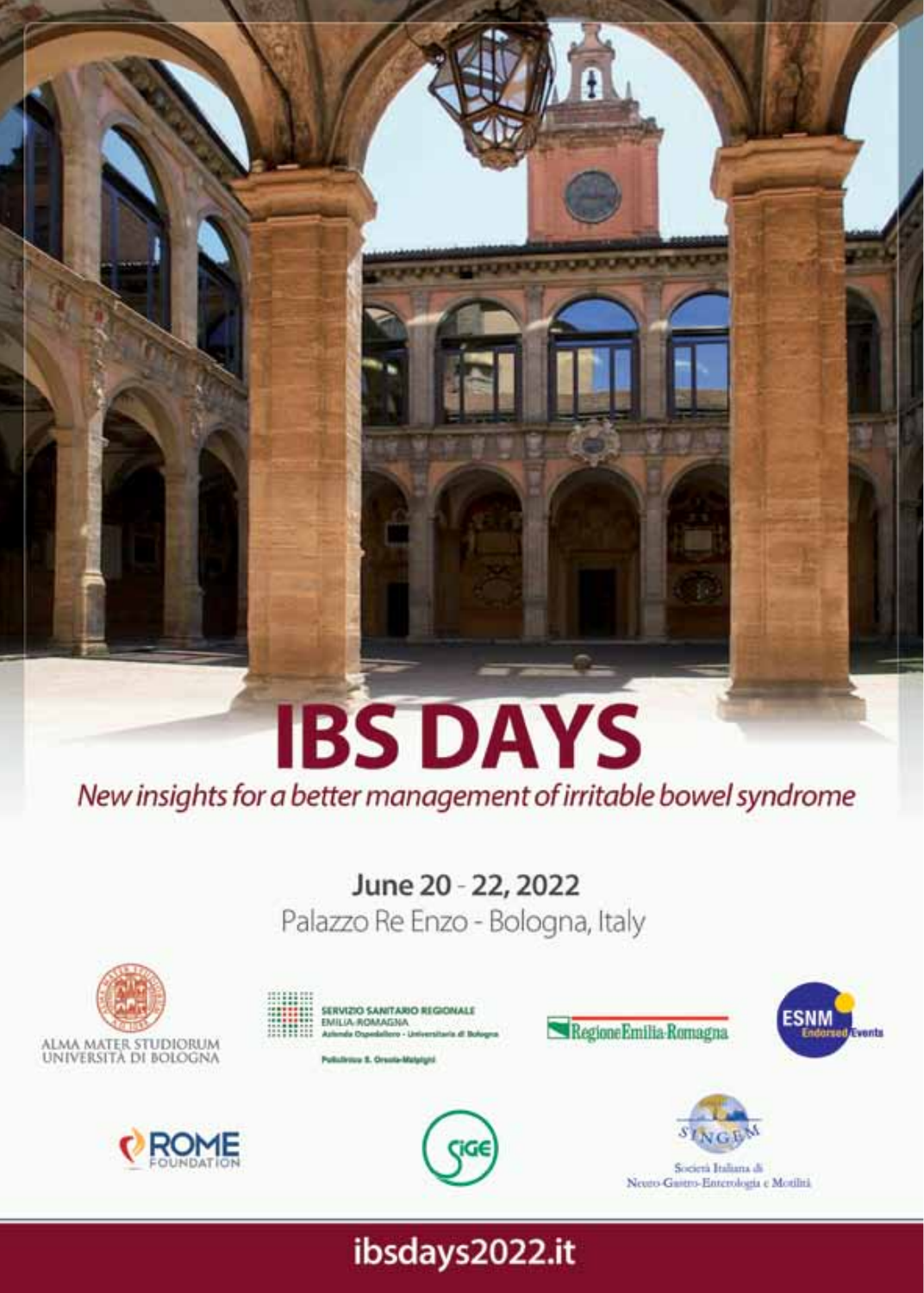# IBS DAYS

*New insights for a better management of irritable bowel syndrome*

June 20 - 22, 2022

Palazzo Re Enzo - Bologna, Italy

ALMA MATER STUDIORUM UNIVERSITÀ DI BOLOGNA

SERVIZIO SANITARIO REGIONALE EMILIA-ROMAGNA Azienda Ospedaliero - Universitaria di Bologna Policlinico S. Orsola-Malpighi

Regione Emilia-Romagna

ESNM Endorsed Events

ROME FOUNDATION

SIGE

SINGEM Società Italiana di Neuro-Gastro-Enterologia e Motilità

ibsdays2022.it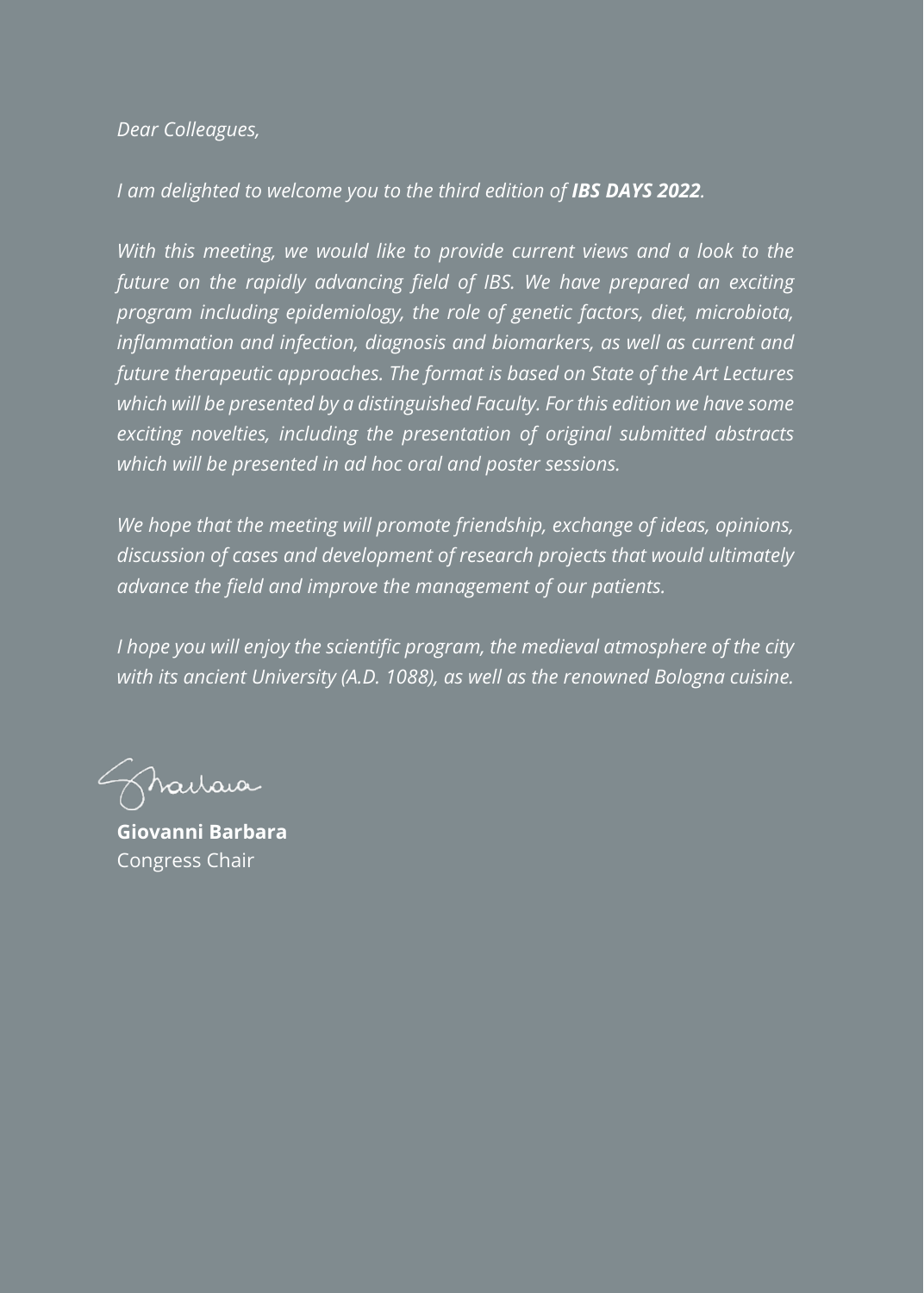*Dear Colleagues,*

*I am delighted to welcome you to the third edition of* ***IBS DAYS 2022****.*

*With this meeting, we would like to provide current views and a look to the future on the rapidly advancing field of IBS. We have prepared an exciting program including epidemiology, the role of genetic factors, diet, microbiota, inflammation and infection, diagnosis and biomarkers, as well as current and future therapeutic approaches. The format is based on State of the Art Lectures which will be presented by a distinguished Faculty. For this edition we have some exciting novelties, including the presentation of original submitted abstracts which will be presented in ad hoc oral and poster sessions.*

*We hope that the meeting will promote friendship, exchange of ideas, opinions, discussion of cases and development of research projects that would ultimately advance the field and improve the management of our patients.*

*I hope you will enjoy the scientific program, the medieval atmosphere of the city with its ancient University (A.D. 1088), as well as the renowned Bologna cuisine.*

**Giovanni Barbara**
Congress Chair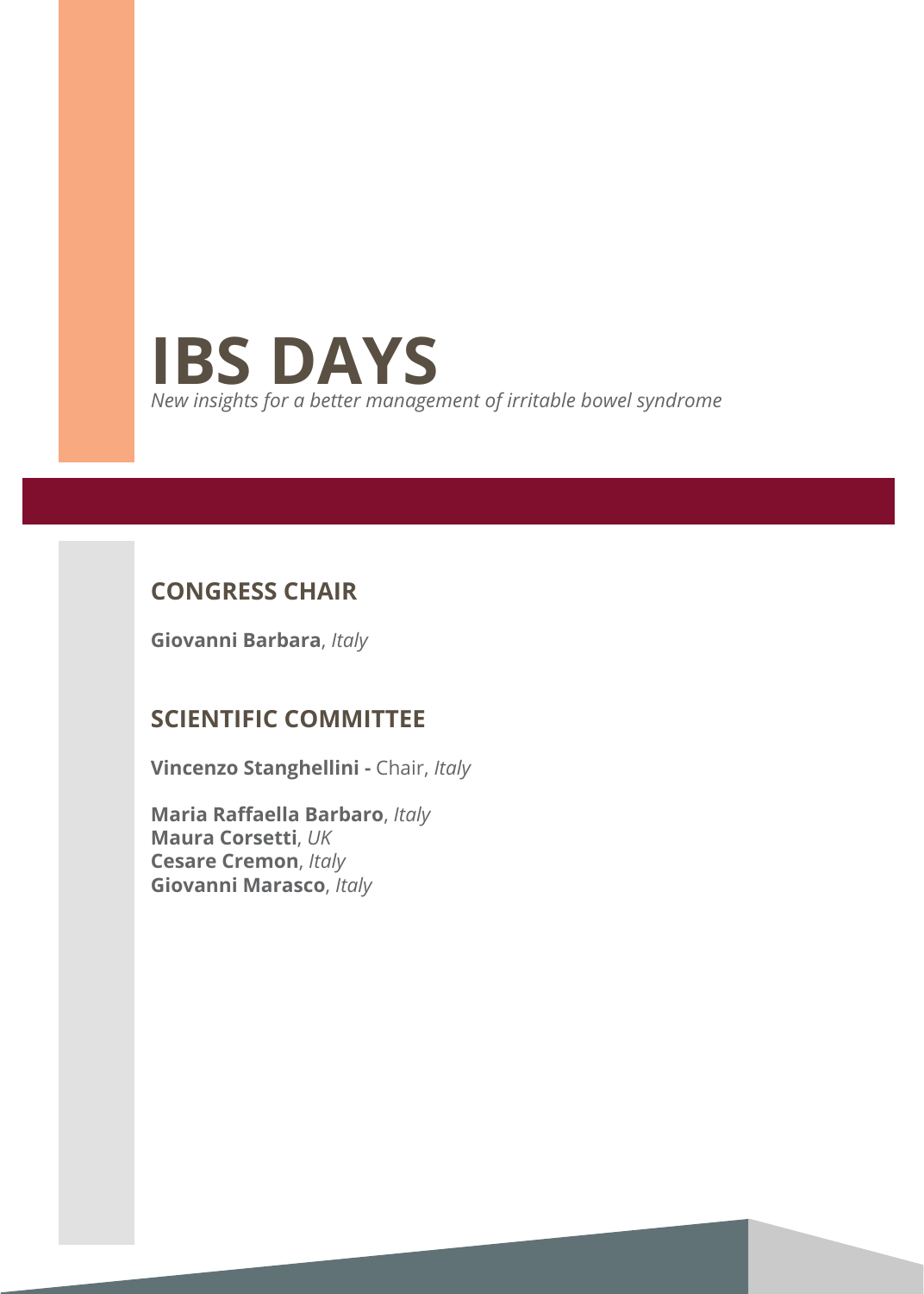# IBS DAYS

*New insights for a better management of irritable bowel syndrome*

## CONGRESS CHAIR

**Giovanni Barbara**, *Italy*

## SCIENTIFIC COMMITTEE

**Vincenzo Stanghellini -** Chair, *Italy*

**Maria Raffaella Barbaro**, *Italy*
**Maura Corsetti**, *UK*
**Cesare Cremon**, *Italy*
**Giovanni Marasco**, *Italy*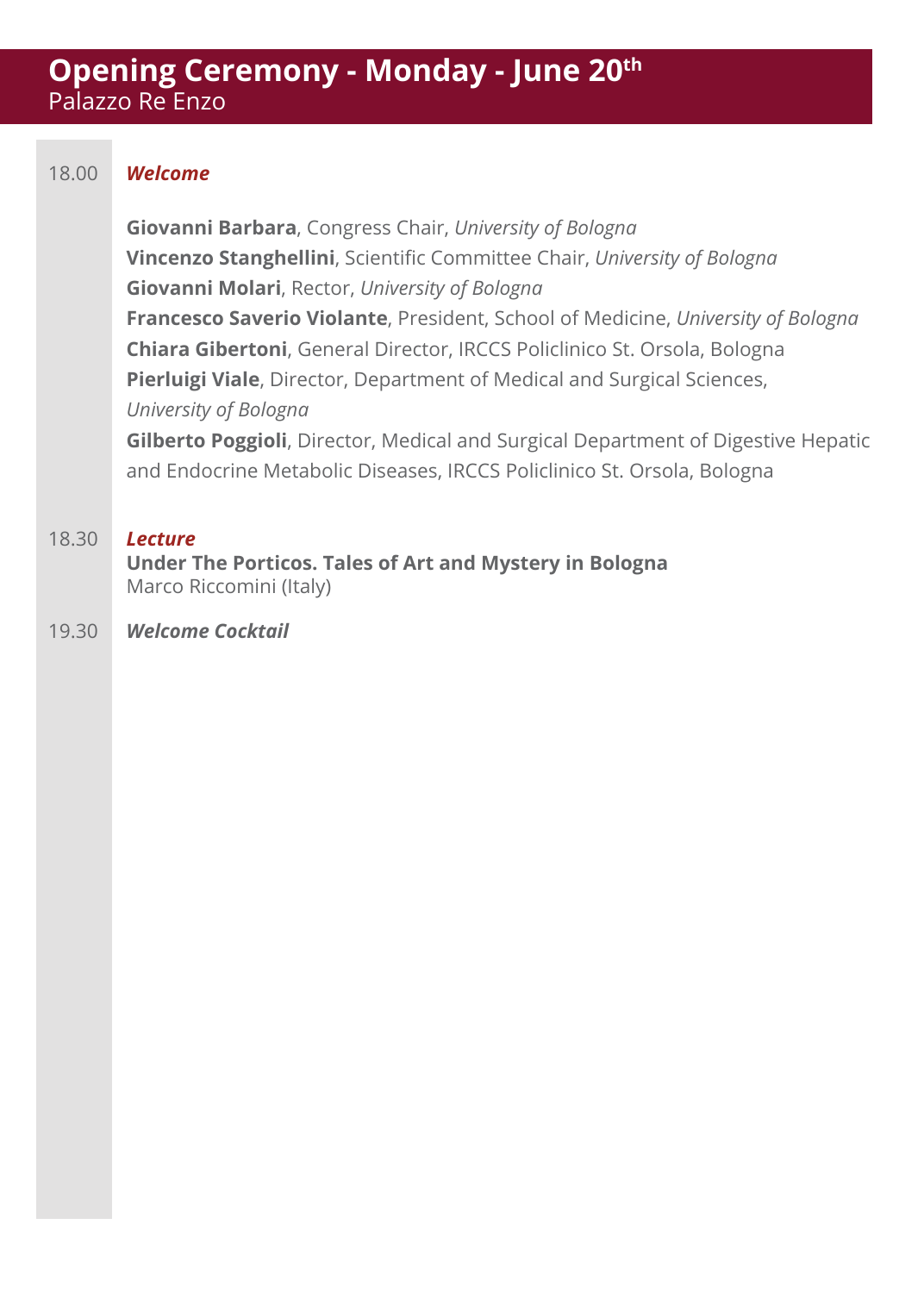# Opening Ceremony - Monday - June 20th
Palazzo Re Enzo

18.00 ***Welcome***

**Giovanni Barbara**, Congress Chair, *University of Bologna*
**Vincenzo Stanghellini**, Scientific Committee Chair, *University of Bologna*
**Giovanni Molari**, Rector, *University of Bologna*
**Francesco Saverio Violante**, President, School of Medicine, *University of Bologna*
**Chiara Gibertoni**, General Director, IRCCS Policlinico St. Orsola, Bologna
**Pierluigi Viale**, Director, Department of Medical and Surgical Sciences, *University of Bologna*
**Gilberto Poggioli**, Director, Medical and Surgical Department of Digestive Hepatic and Endocrine Metabolic Diseases, IRCCS Policlinico St. Orsola, Bologna

18.30 ***Lecture***
**Under The Porticos. Tales of Art and Mystery in Bologna**
Marco Riccomini (Italy)

19.30 ***Welcome Cocktail***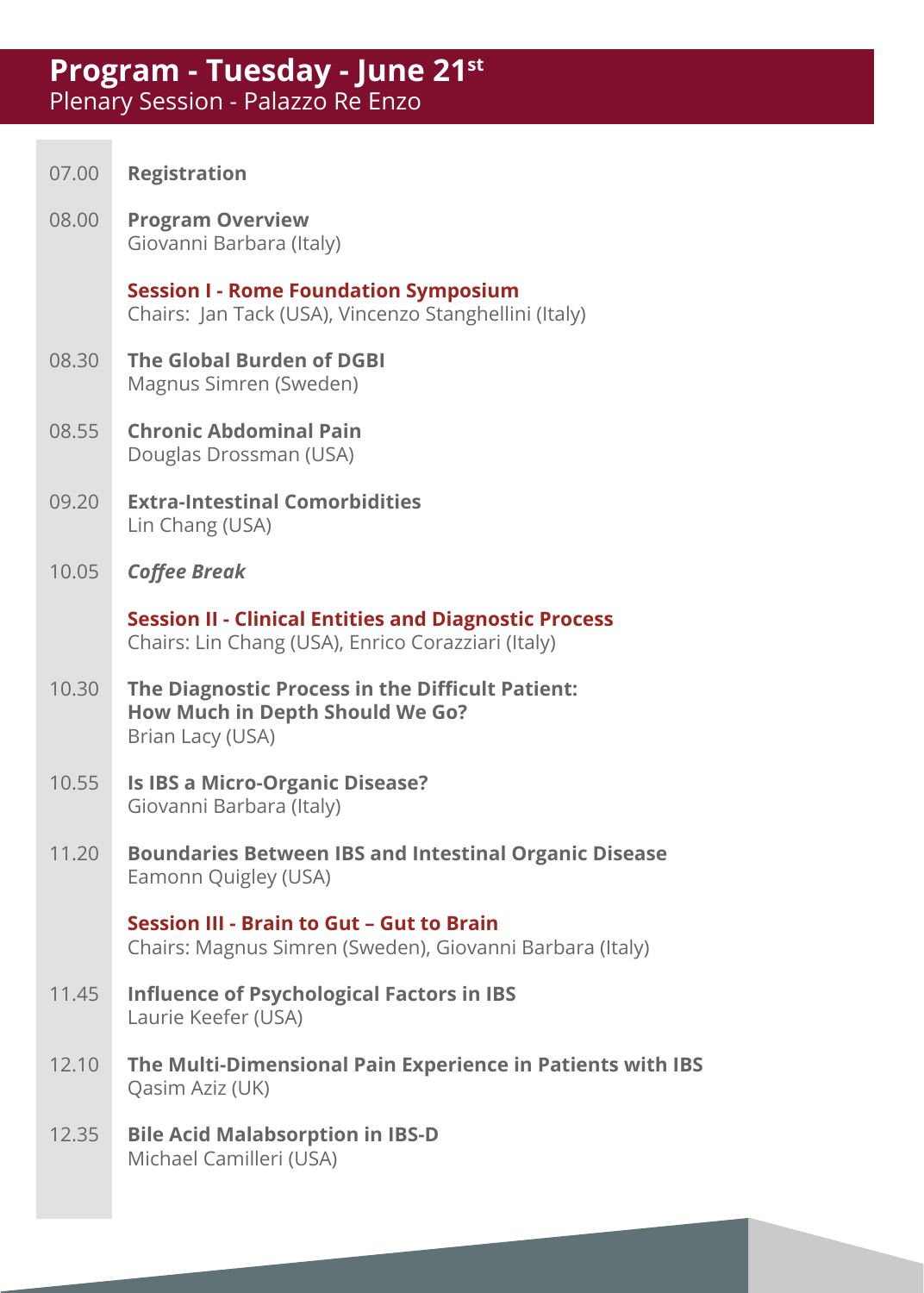# Program - Tuesday - June 21st

## Plenary Session - Palazzo Re Enzo

07.00 **Registration**

08.00 **Program Overview**
Giovanni Barbara (Italy)

### Session I - Rome Foundation Symposium

Chairs: Jan Tack (USA), Vincenzo Stanghellini (Italy)

08.30 **The Global Burden of DGBI**
Magnus Simren (Sweden)

08.55 **Chronic Abdominal Pain**
Douglas Drossman (USA)

09.20 **Extra-Intestinal Comorbidities**
Lin Chang (USA)

10.05 ***Coffee Break***

### Session II - Clinical Entities and Diagnostic Process

Chairs: Lin Chang (USA), Enrico Corazziari (Italy)

10.30 **The Diagnostic Process in the Difficult Patient: How Much in Depth Should We Go?**
Brian Lacy (USA)

10.55 **Is IBS a Micro-Organic Disease?**
Giovanni Barbara (Italy)

11.20 **Boundaries Between IBS and Intestinal Organic Disease**
Eamonn Quigley (USA)

### Session III - Brain to Gut – Gut to Brain

Chairs: Magnus Simren (Sweden), Giovanni Barbara (Italy)

11.45 **Influence of Psychological Factors in IBS**
Laurie Keefer (USA)

12.10 **The Multi-Dimensional Pain Experience in Patients with IBS**
Qasim Aziz (UK)

12.35 **Bile Acid Malabsorption in IBS-D**
Michael Camilleri (USA)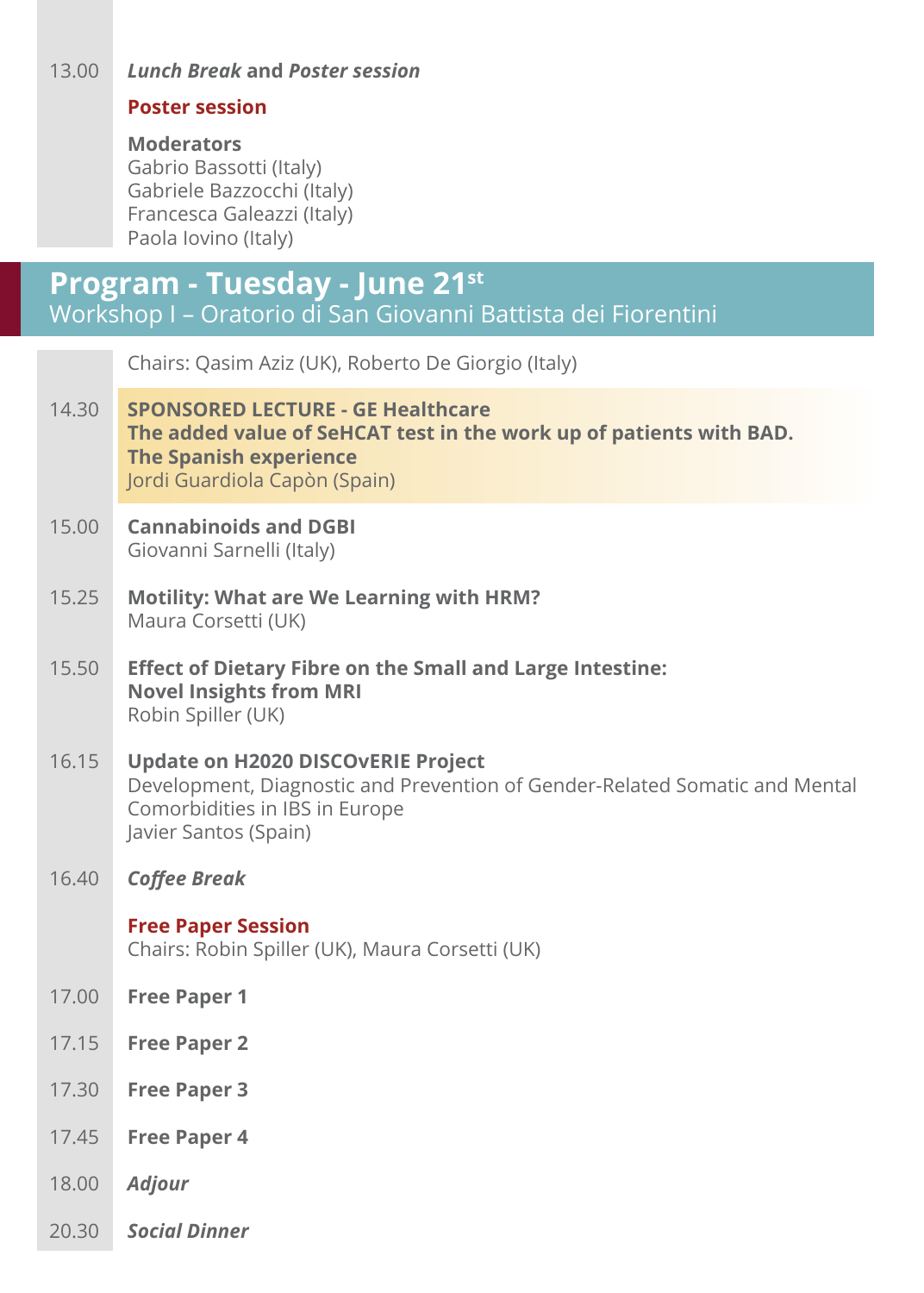13.00 ***Lunch Break*** **and** ***Poster session***

**Poster session**

**Moderators**
Gabrio Bassotti (Italy)
Gabriele Bazzocchi (Italy)
Francesca Galeazzi (Italy)
Paola Iovino (Italy)

## Program - Tuesday - June 21st

Workshop I – Oratorio di San Giovanni Battista dei Fiorentini

Chairs: Qasim Aziz (UK), Roberto De Giorgio (Italy)

14.30 **SPONSORED LECTURE - GE Healthcare**
**The added value of SeHCAT test in the work up of patients with BAD. The Spanish experience**
Jordi Guardiola Capòn (Spain)

15.00 **Cannabinoids and DGBI**
Giovanni Sarnelli (Italy)

15.25 **Motility: What are We Learning with HRM?**
Maura Corsetti (UK)

15.50 **Effect of Dietary Fibre on the Small and Large Intestine: Novel Insights from MRI**
Robin Spiller (UK)

16.15 **Update on H2020 DISCOvERIE Project**
Development, Diagnostic and Prevention of Gender-Related Somatic and Mental Comorbidities in IBS in Europe
Javier Santos (Spain)

16.40 ***Coffee Break***

**Free Paper Session**
Chairs: Robin Spiller (UK), Maura Corsetti (UK)

17.00 **Free Paper 1**

17.15 **Free Paper 2**

17.30 **Free Paper 3**

17.45 **Free Paper 4**

18.00 ***Adjour***

20.30 ***Social Dinner***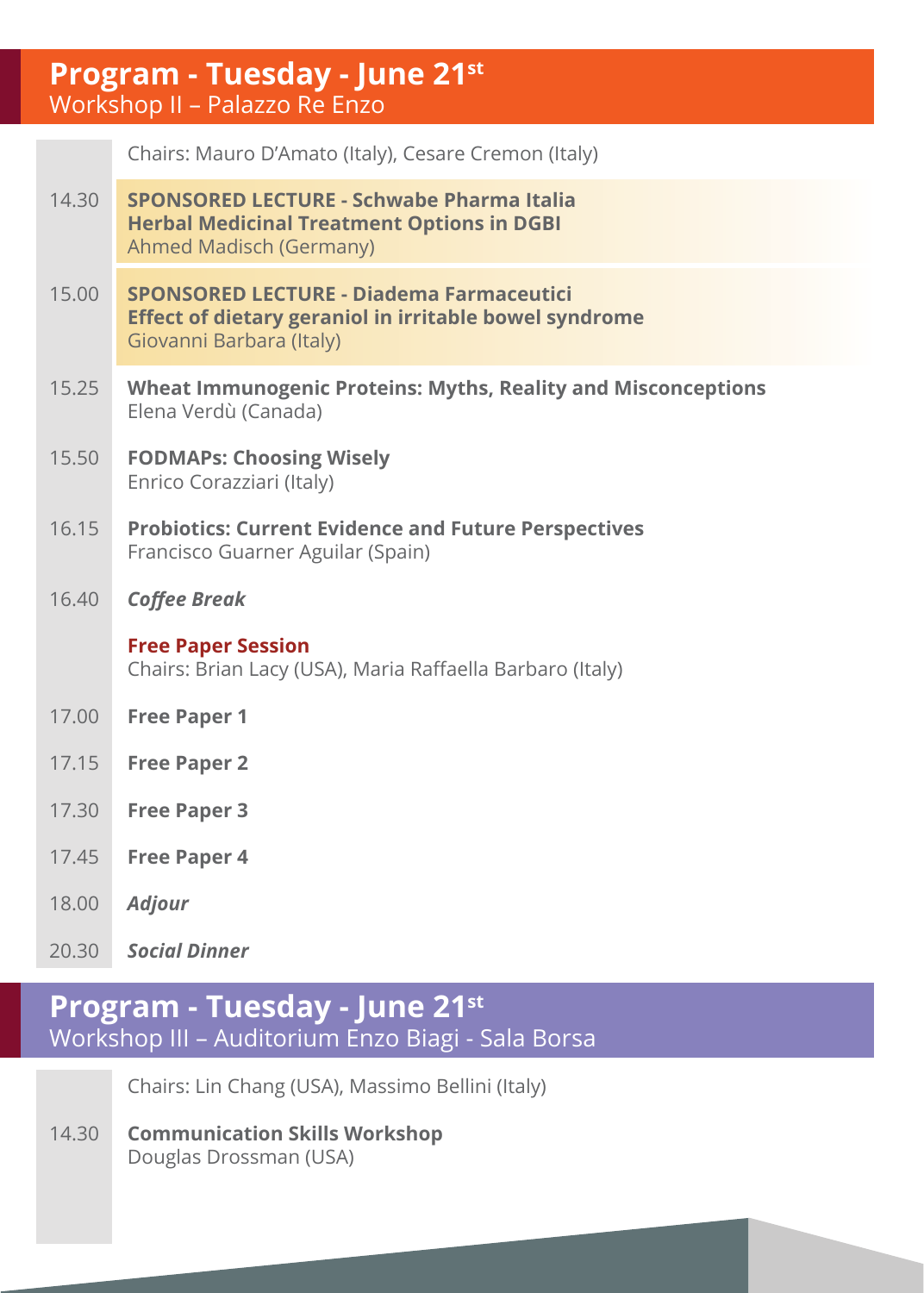## Program - Tuesday - June 21st
Workshop II – Palazzo Re Enzo

Chairs: Mauro D'Amato (Italy), Cesare Cremon (Italy)

| | |
|---|---|
| 14.30 | **SPONSORED LECTURE - Schwabe Pharma Italia**<br>**Herbal Medicinal Treatment Options in DGBI**<br>Ahmed Madisch (Germany) |
| 15.00 | **SPONSORED LECTURE - Diadema Farmaceutici**<br>**Effect of dietary geraniol in irritable bowel syndrome**<br>Giovanni Barbara (Italy) |
| 15.25 | **Wheat Immunogenic Proteins: Myths, Reality and Misconceptions**<br>Elena Verdù (Canada) |
| 15.50 | **FODMAPs: Choosing Wisely**<br>Enrico Corazziari (Italy) |
| 16.15 | **Probiotics: Current Evidence and Future Perspectives**<br>Francisco Guarner Aguilar (Spain) |
| 16.40 | ***Coffee Break*** |
| | **Free Paper Session**<br>Chairs: Brian Lacy (USA), Maria Raffaella Barbaro (Italy) |
| 17.00 | **Free Paper 1** |
| 17.15 | **Free Paper 2** |
| 17.30 | **Free Paper 3** |
| 17.45 | **Free Paper 4** |
| 18.00 | ***Adjour*** |
| 20.30 | ***Social Dinner*** |

## Program - Tuesday - June 21st
Workshop III – Auditorium Enzo Biagi - Sala Borsa

Chairs: Lin Chang (USA), Massimo Bellini (Italy)

| | |
|---|---|
| 14.30 | **Communication Skills Workshop**<br>Douglas Drossman (USA) |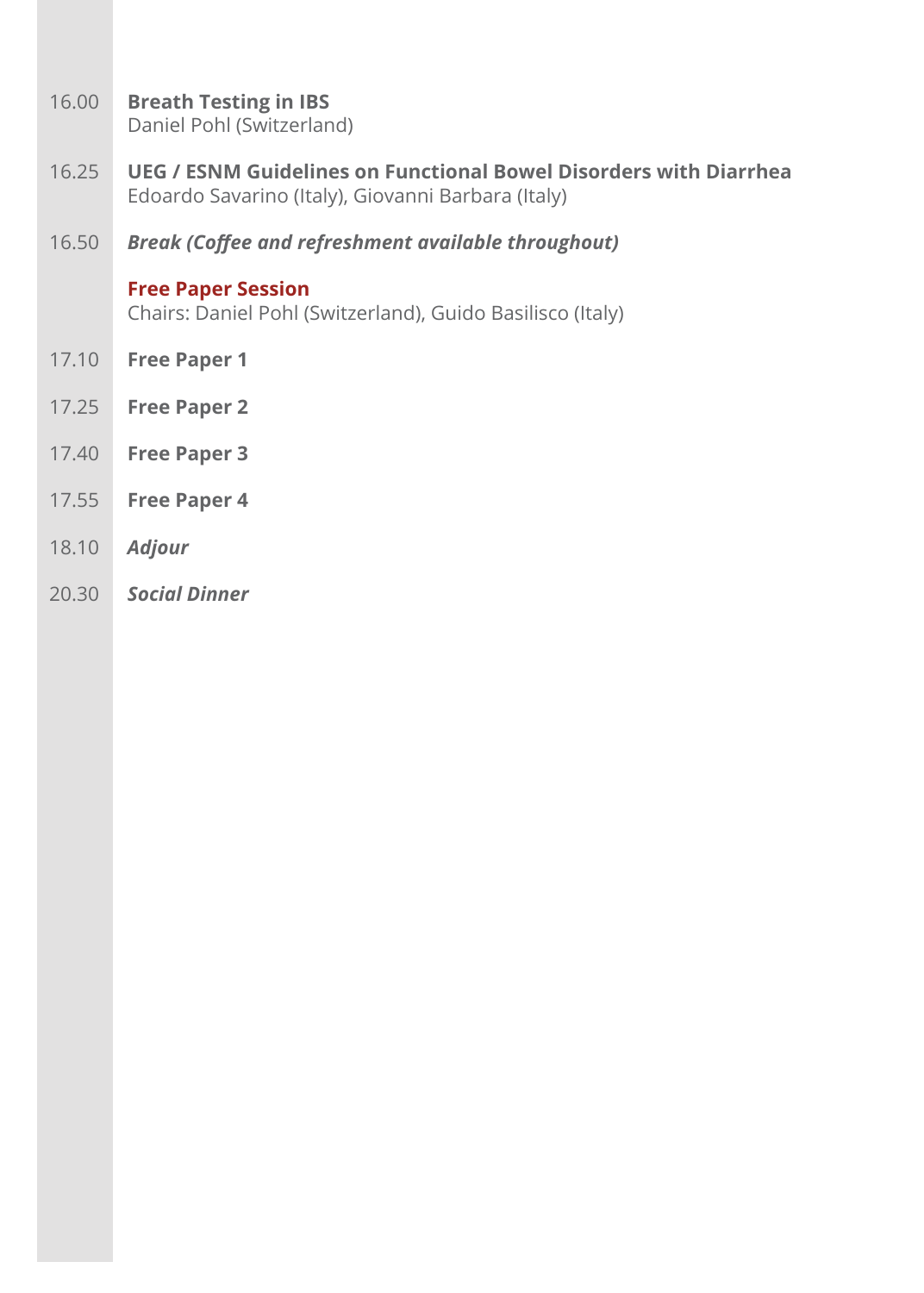16.00 **Breath Testing in IBS**
Daniel Pohl (Switzerland)

16.25 **UEG / ESNM Guidelines on Functional Bowel Disorders with Diarrhea**
Edoardo Savarino (Italy), Giovanni Barbara (Italy)

16.50 ***Break (Coffee and refreshment available throughout)***

## Free Paper Session

Chairs: Daniel Pohl (Switzerland), Guido Basilisco (Italy)

17.10 **Free Paper 1**

17.25 **Free Paper 2**

17.40 **Free Paper 3**

17.55 **Free Paper 4**

18.10 ***Adjour***

20.30 ***Social Dinner***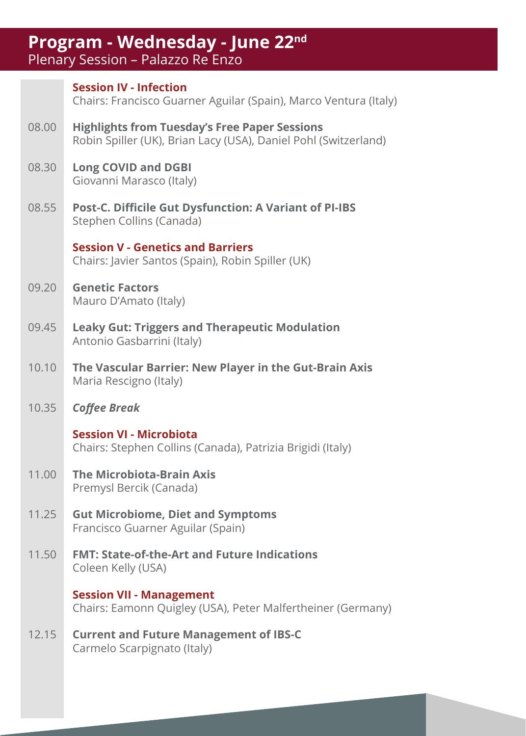# Program - Wednesday - June 22nd

Plenary Session – Palazzo Re Enzo

## Session IV - Infection

Chairs: Francisco Guarner Aguilar (Spain), Marco Ventura (Italy)

08.00 **Highlights from Tuesday's Free Paper Sessions**
Robin Spiller (UK), Brian Lacy (USA), Daniel Pohl (Switzerland)

08.30 **Long COVID and DGBI**
Giovanni Marasco (Italy)

08.55 **Post-C. Difficile Gut Dysfunction: A Variant of PI-IBS**
Stephen Collins (Canada)

## Session V - Genetics and Barriers

Chairs: Javier Santos (Spain), Robin Spiller (UK)

09.20 **Genetic Factors**
Mauro D'Amato (Italy)

09.45 **Leaky Gut: Triggers and Therapeutic Modulation**
Antonio Gasbarrini (Italy)

10.10 **The Vascular Barrier: New Player in the Gut-Brain Axis**
Maria Rescigno (Italy)

10.35 ***Coffee Break***

## Session VI - Microbiota

Chairs: Stephen Collins (Canada), Patrizia Brigidi (Italy)

11.00 **The Microbiota-Brain Axis**
Premysl Bercik (Canada)

11.25 **Gut Microbiome, Diet and Symptoms**
Francisco Guarner Aguilar (Spain)

11.50 **FMT: State-of-the-Art and Future Indications**
Coleen Kelly (USA)

## Session VII - Management

Chairs: Eamonn Quigley (USA), Peter Malfertheiner (Germany)

12.15 **Current and Future Management of IBS-C**
Carmelo Scarpignato (Italy)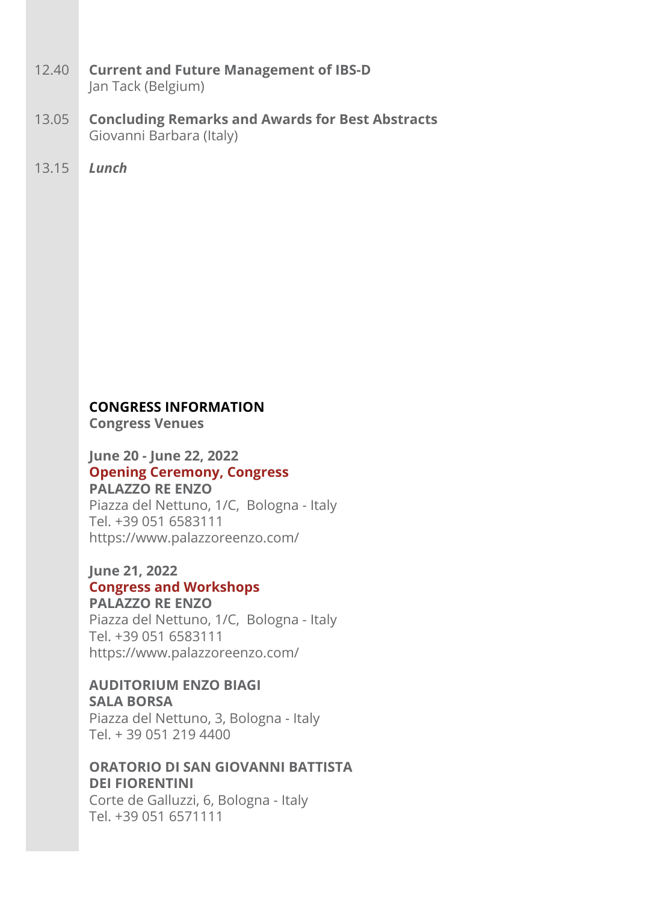12.40 **Current and Future Management of IBS-D**
Jan Tack (Belgium)

13.05 **Concluding Remarks and Awards for Best Abstracts**
Giovanni Barbara (Italy)

13.15 ***Lunch***

## CONGRESS INFORMATION

### Congress Venues

**June 20 - June 22, 2022**
**Opening Ceremony, Congress**
**PALAZZO RE ENZO**
Piazza del Nettuno, 1/C, Bologna - Italy
Tel. +39 051 6583111
https://www.palazzoreenzo.com/

**June 21, 2022**
**Congress and Workshops**
**PALAZZO RE ENZO**
Piazza del Nettuno, 1/C, Bologna - Italy
Tel. +39 051 6583111
https://www.palazzoreenzo.com/

**AUDITORIUM ENZO BIAGI**
**SALA BORSA**
Piazza del Nettuno, 3, Bologna - Italy
Tel. + 39 051 219 4400

**ORATORIO DI SAN GIOVANNI BATTISTA DEI FIORENTINI**
Corte de Galluzzi, 6, Bologna - Italy
Tel. +39 051 6571111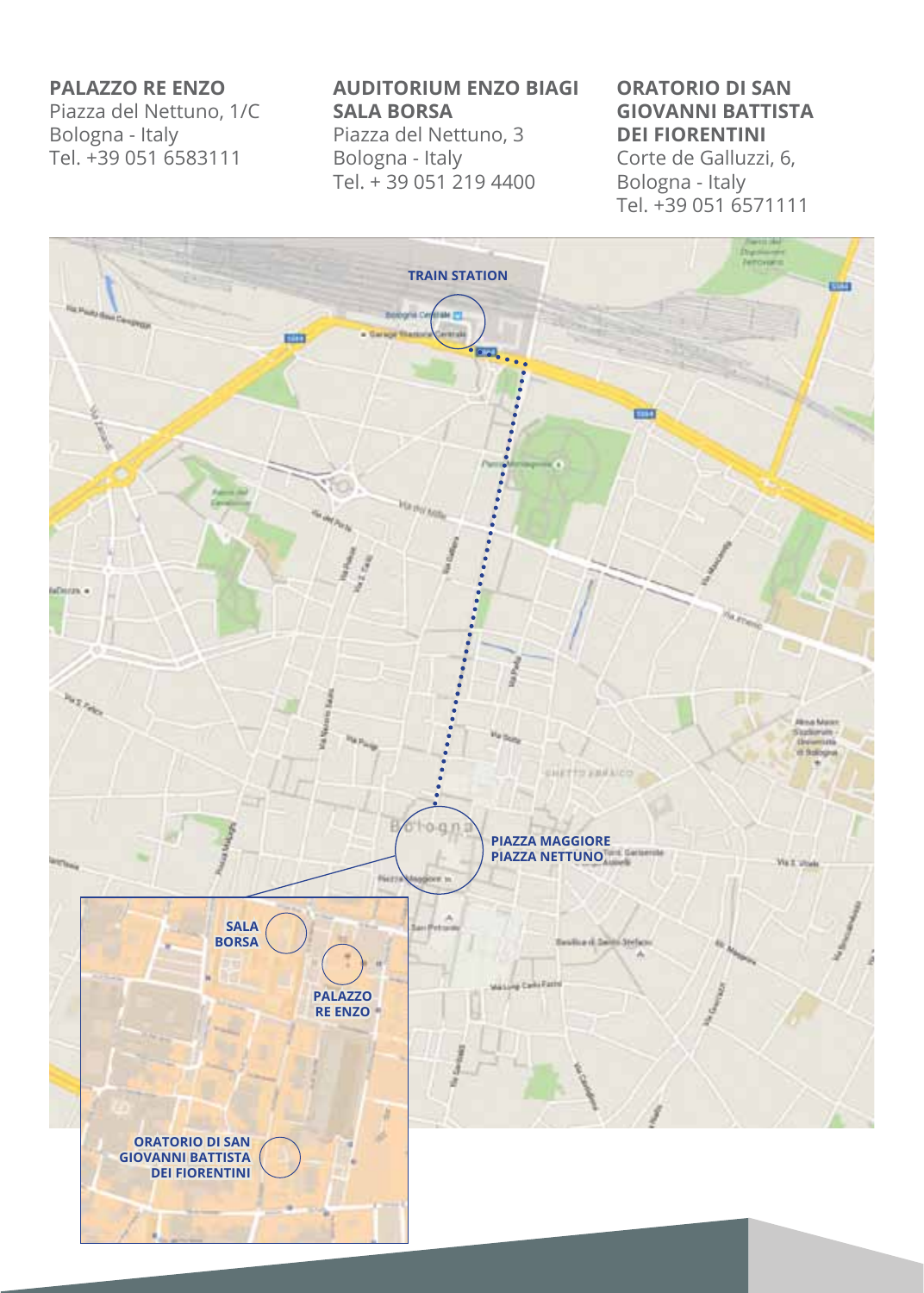**PALAZZO RE ENZO**
Piazza del Nettuno, 1/C
Bologna - Italy
Tel. +39 051 6583111

**AUDITORIUM ENZO BIAGI SALA BORSA**
Piazza del Nettuno, 3
Bologna - Italy
Tel. + 39 051 219 4400

**ORATORIO DI SAN GIOVANNI BATTISTA DEI FIORENTINI**
Corte de Galluzzi, 6,
Bologna - Italy
Tel. +39 051 6571111

TRAIN STATION

PIAZZA MAGGIORE
PIAZZA NETTUNO

SALA BORSA

PALAZZO RE ENZO

ORATORIO DI SAN GIOVANNI BATTISTA DEI FIORENTINI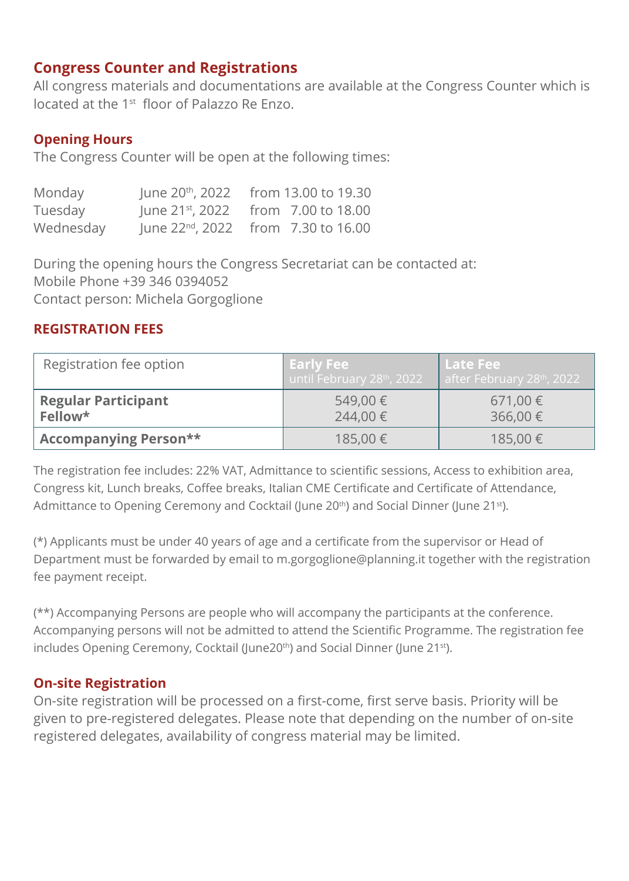## Congress Counter and Registrations

All congress materials and documentations are available at the Congress Counter which is located at the 1st floor of Palazzo Re Enzo.

## Opening Hours

The Congress Counter will be open at the following times:

| | | |
|---|---|---|
| Monday | June 20th, 2022 | from 13.00 to 19.30 |
| Tuesday | June 21st, 2022 | from 7.00 to 18.00 |
| Wednesday | June 22nd, 2022 | from 7.30 to 16.00 |

During the opening hours the Congress Secretariat can be contacted at:
Mobile Phone +39 346 0394052
Contact person: Michela Gorgoglione

## REGISTRATION FEES

| Registration fee option | **Early Fee** until February 28th, 2022 | **Late Fee** after February 28th, 2022 |
|---|---|---|
| **Regular Participant** | 549,00 € | 671,00 € |
| **Fellow*** | 244,00 € | 366,00 € |
| **Accompanying Person**** | 185,00 € | 185,00 € |

The registration fee includes: 22% VAT, Admittance to scientific sessions, Access to exhibition area, Congress kit, Lunch breaks, Coffee breaks, Italian CME Certificate and Certificate of Attendance, Admittance to Opening Ceremony and Cocktail (June 20th) and Social Dinner (June 21st).

(*) Applicants must be under 40 years of age and a certificate from the supervisor or Head of Department must be forwarded by email to m.gorgoglione@planning.it together with the registration fee payment receipt.

(**) Accompanying Persons are people who will accompany the participants at the conference. Accompanying persons will not be admitted to attend the Scientific Programme. The registration fee includes Opening Ceremony, Cocktail (June20th) and Social Dinner (June 21st).

## On-site Registration

On-site registration will be processed on a first-come, first serve basis. Priority will be given to pre-registered delegates. Please note that depending on the number of on-site registered delegates, availability of congress material may be limited.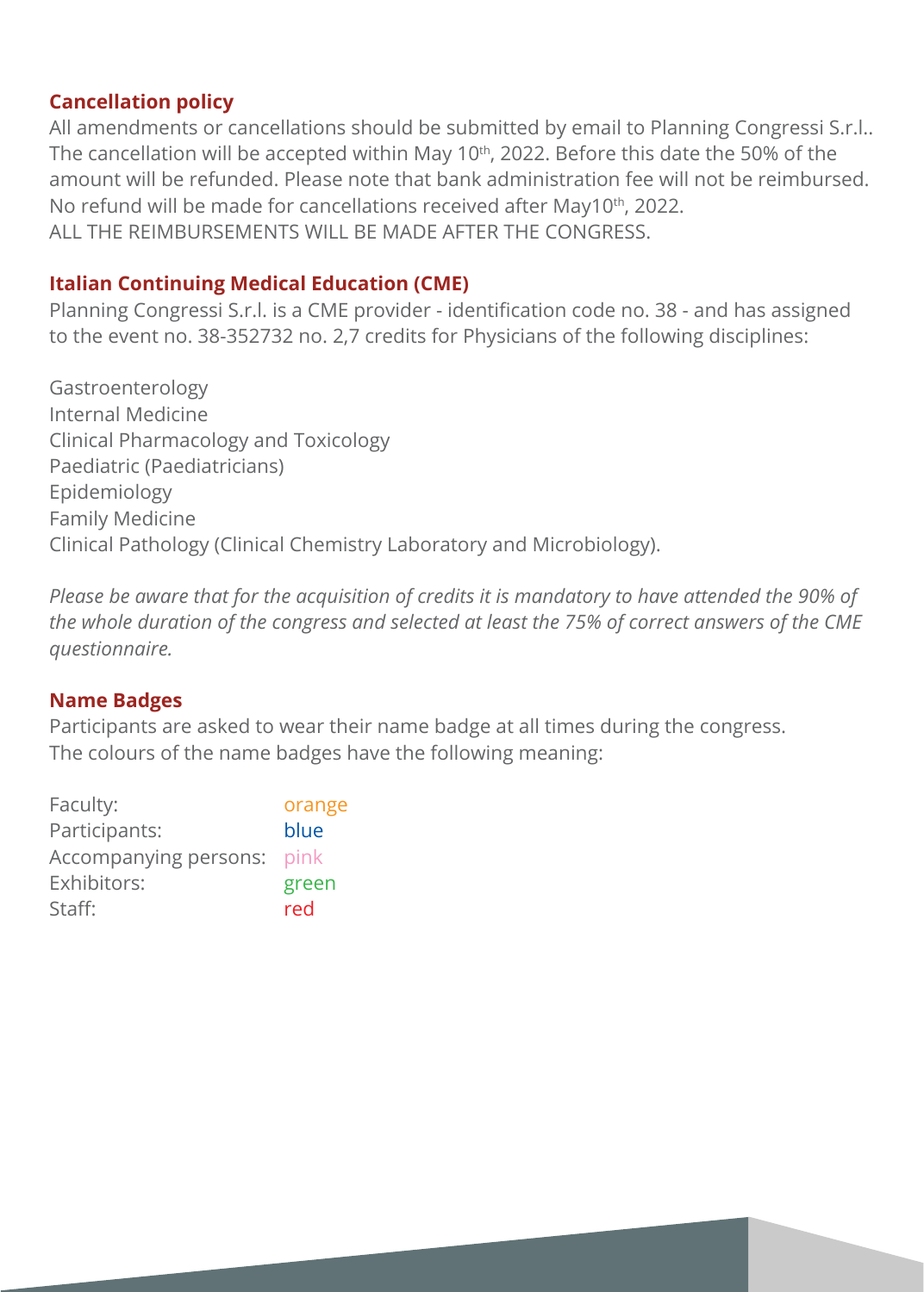## Cancellation policy

All amendments or cancellations should be submitted by email to Planning Congressi S.r.l.. The cancellation will be accepted within May 10th, 2022. Before this date the 50% of the amount will be refunded. Please note that bank administration fee will not be reimbursed. No refund will be made for cancellations received after May10th, 2022.
ALL THE REIMBURSEMENTS WILL BE MADE AFTER THE CONGRESS.

## Italian Continuing Medical Education (CME)

Planning Congressi S.r.l. is a CME provider - identification code no. 38 - and has assigned to the event no. 38-352732 no. 2,7 credits for Physicians of the following disciplines:

Gastroenterology
Internal Medicine
Clinical Pharmacology and Toxicology
Paediatric (Paediatricians)
Epidemiology
Family Medicine
Clinical Pathology (Clinical Chemistry Laboratory and Microbiology).

*Please be aware that for the acquisition of credits it is mandatory to have attended the 90% of the whole duration of the congress and selected at least the 75% of correct answers of the CME questionnaire.*

## Name Badges

Participants are asked to wear their name badge at all times during the congress.
The colours of the name badges have the following meaning:

| | |
|---|---|
| Faculty: | orange |
| Participants: | blue |
| Accompanying persons: | pink |
| Exhibitors: | green |
| Staff: | red |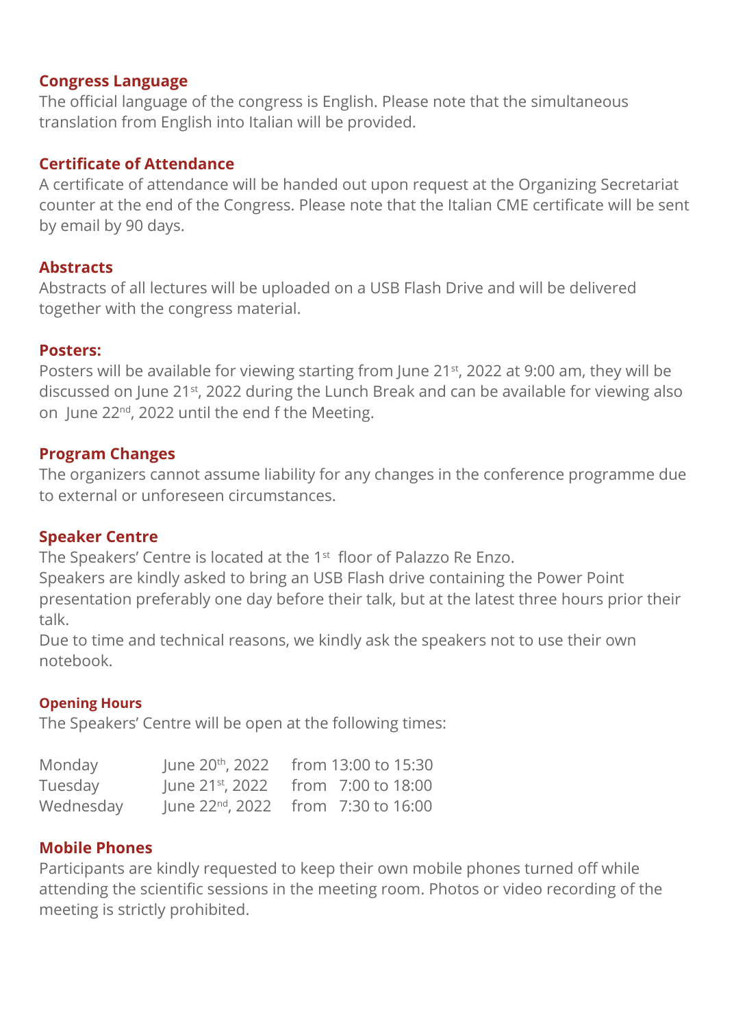## Congress Language

The official language of the congress is English. Please note that the simultaneous translation from English into Italian will be provided.

## Certificate of Attendance

A certificate of attendance will be handed out upon request at the Organizing Secretariat counter at the end of the Congress. Please note that the Italian CME certificate will be sent by email by 90 days.

## Abstracts

Abstracts of all lectures will be uploaded on a USB Flash Drive and will be delivered together with the congress material.

## Posters:

Posters will be available for viewing starting from June 21st, 2022 at 9:00 am, they will be discussed on June 21st, 2022 during the Lunch Break and can be available for viewing also on June 22nd, 2022 until the end f the Meeting.

## Program Changes

The organizers cannot assume liability for any changes in the conference programme due to external or unforeseen circumstances.

## Speaker Centre

The Speakers' Centre is located at the 1st floor of Palazzo Re Enzo.
Speakers are kindly asked to bring an USB Flash drive containing the Power Point presentation preferably one day before their talk, but at the latest three hours prior their talk.
Due to time and technical reasons, we kindly ask the speakers not to use their own notebook.

### Opening Hours

The Speakers' Centre will be open at the following times:

| | | |
|---|---|---|
| Monday | June 20th, 2022 | from 13:00 to 15:30 |
| Tuesday | June 21st, 2022 | from 7:00 to 18:00 |
| Wednesday | June 22nd, 2022 | from 7:30 to 16:00 |

## Mobile Phones

Participants are kindly requested to keep their own mobile phones turned off while attending the scientific sessions in the meeting room. Photos or video recording of the meeting is strictly prohibited.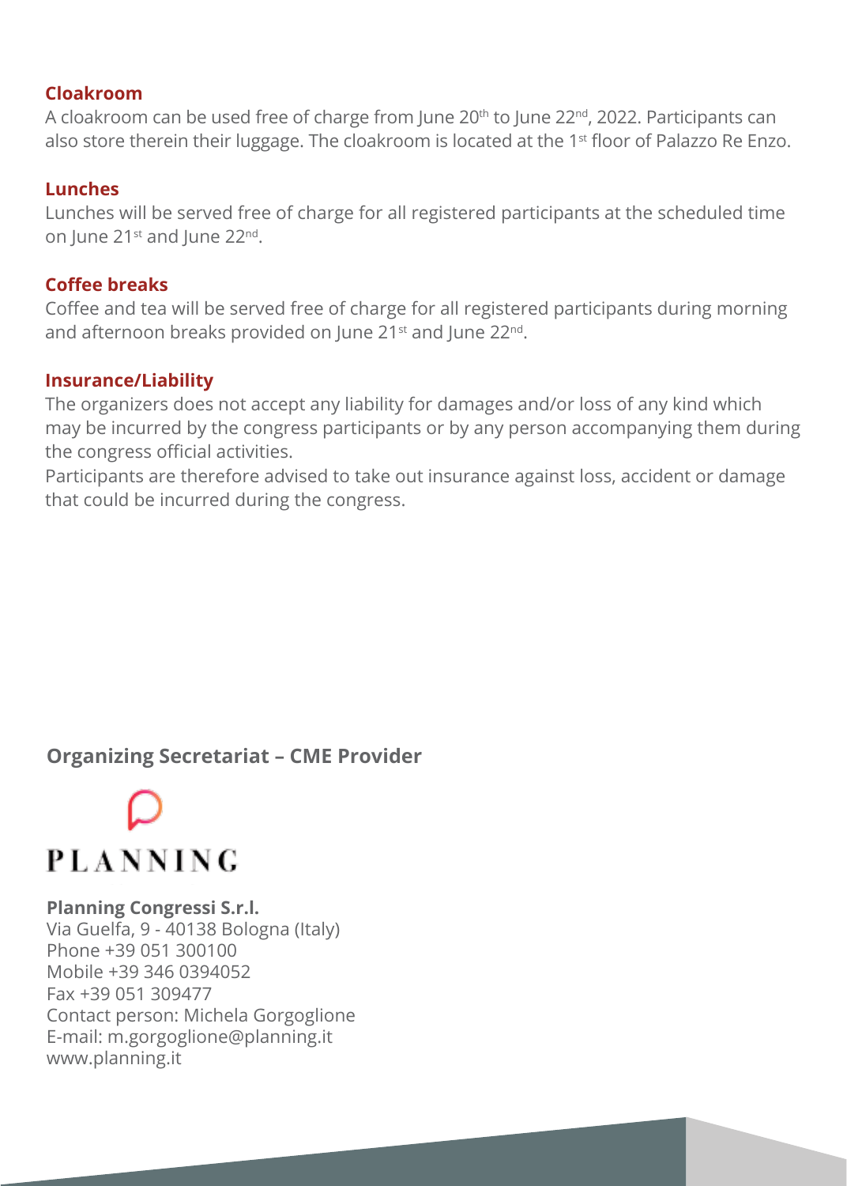## Cloakroom

A cloakroom can be used free of charge from June 20th to June 22nd, 2022. Participants can also store therein their luggage. The cloakroom is located at the 1st floor of Palazzo Re Enzo.

## Lunches

Lunches will be served free of charge for all registered participants at the scheduled time on June 21st and June 22nd.

## Coffee breaks

Coffee and tea will be served free of charge for all registered participants during morning and afternoon breaks provided on June 21st and June 22nd.

## Insurance/Liability

The organizers does not accept any liability for damages and/or loss of any kind which may be incurred by the congress participants or by any person accompanying them during the congress official activities.

Participants are therefore advised to take out insurance against loss, accident or damage that could be incurred during the congress.

## Organizing Secretariat – CME Provider

PLANNING

**Planning Congressi S.r.l.**
Via Guelfa, 9 - 40138 Bologna (Italy)
Phone +39 051 300100
Mobile +39 346 0394052
Fax +39 051 309477
Contact person: Michela Gorgoglione
E-mail: m.gorgoglione@planning.it
www.planning.it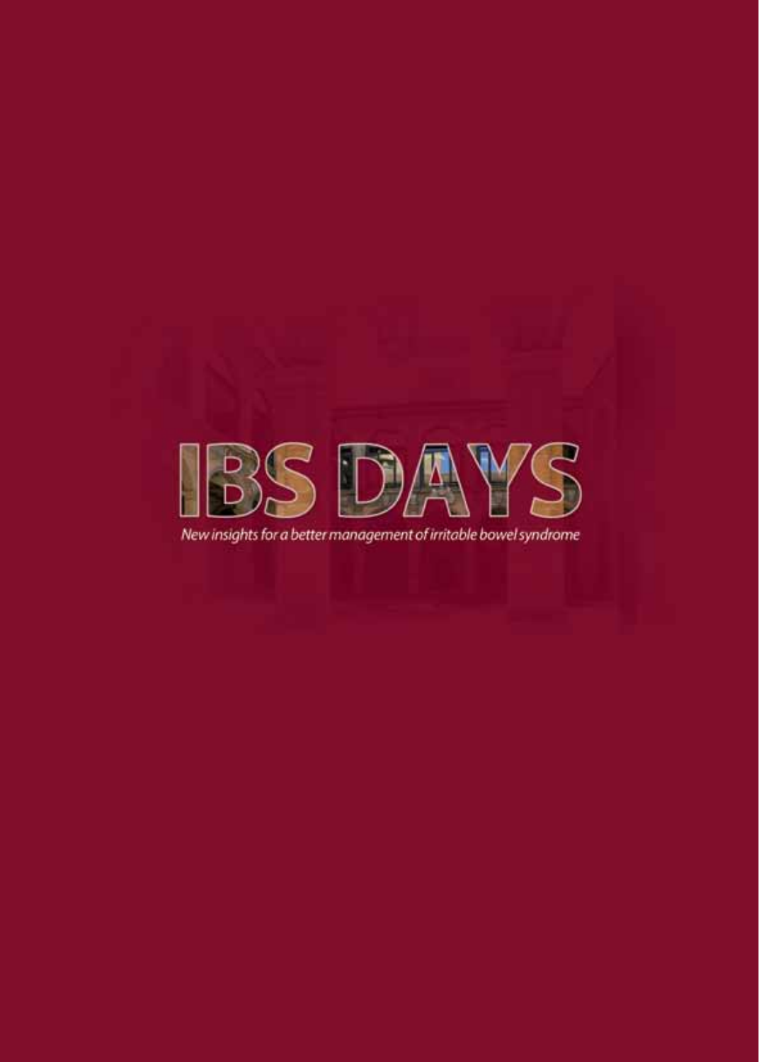# IBS DAYS

*New insights for a better management of irritable bowel syndrome*